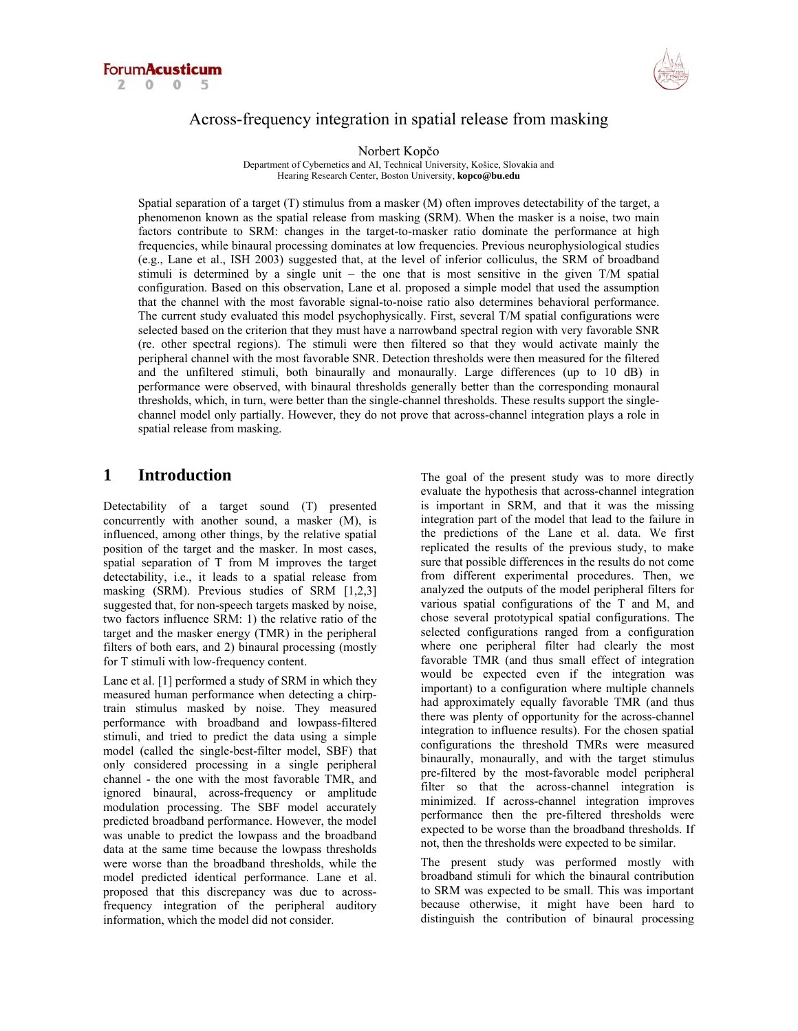# Across-frequency integration in spatial release from masking

Norbert Kopčo

Department of Cybernetics and AI, Technical University, Košice, Slovakia and
Hearing Research Center, Boston University, **kopco@bu.edu**

Spatial separation of a target (T) stimulus from a masker (M) often improves detectability of the target, a phenomenon known as the spatial release from masking (SRM). When the masker is a noise, two main factors contribute to SRM: changes in the target-to-masker ratio dominate the performance at high frequencies, while binaural processing dominates at low frequencies. Previous neurophysiological studies (e.g., Lane et al., ISH 2003) suggested that, at the level of inferior colliculus, the SRM of broadband stimuli is determined by a single unit – the one that is most sensitive in the given T/M spatial configuration. Based on this observation, Lane et al. proposed a simple model that used the assumption that the channel with the most favorable signal-to-noise ratio also determines behavioral performance. The current study evaluated this model psychophysically. First, several T/M spatial configurations were selected based on the criterion that they must have a narrowband spectral region with very favorable SNR (re. other spectral regions). The stimuli were then filtered so that they would activate mainly the peripheral channel with the most favorable SNR. Detection thresholds were then measured for the filtered and the unfiltered stimuli, both binaurally and monaurally. Large differences (up to 10 dB) in performance were observed, with binaural thresholds generally better than the corresponding monaural thresholds, which, in turn, were better than the single-channel thresholds. These results support the single-channel model only partially. However, they do not prove that across-channel integration plays a role in spatial release from masking.

## 1 Introduction

Detectability of a target sound (T) presented concurrently with another sound, a masker (M), is influenced, among other things, by the relative spatial position of the target and the masker. In most cases, spatial separation of T from M improves the target detectability, i.e., it leads to a spatial release from masking (SRM). Previous studies of SRM [1,2,3] suggested that, for non-speech targets masked by noise, two factors influence SRM: 1) the relative ratio of the target and the masker energy (TMR) in the peripheral filters of both ears, and 2) binaural processing (mostly for T stimuli with low-frequency content.

Lane et al. [1] performed a study of SRM in which they measured human performance when detecting a chirp-train stimulus masked by noise. They measured performance with broadband and lowpass-filtered stimuli, and tried to predict the data using a simple model (called the single-best-filter model, SBF) that only considered processing in a single peripheral channel - the one with the most favorable TMR, and ignored binaural, across-frequency or amplitude modulation processing. The SBF model accurately predicted broadband performance. However, the model was unable to predict the lowpass and the broadband data at the same time because the lowpass thresholds were worse than the broadband thresholds, while the model predicted identical performance. Lane et al. proposed that this discrepancy was due to across-frequency integration of the peripheral auditory information, which the model did not consider.

The goal of the present study was to more directly evaluate the hypothesis that across-channel integration is important in SRM, and that it was the missing integration part of the model that lead to the failure in the predictions of the Lane et al. data. We first replicated the results of the previous study, to make sure that possible differences in the results do not come from different experimental procedures. Then, we analyzed the outputs of the model peripheral filters for various spatial configurations of the T and M, and chose several prototypical spatial configurations. The selected configurations ranged from a configuration where one peripheral filter had clearly the most favorable TMR (and thus small effect of integration would be expected even if the integration was important) to a configuration where multiple channels had approximately equally favorable TMR (and thus there was plenty of opportunity for the across-channel integration to influence results). For the chosen spatial configurations the threshold TMRs were measured binaurally, monaurally, and with the target stimulus pre-filtered by the most-favorable model peripheral filter so that the across-channel integration is minimized. If across-channel integration improves performance then the pre-filtered thresholds were expected to be worse than the broadband thresholds. If not, then the thresholds were expected to be similar.

The present study was performed mostly with broadband stimuli for which the binaural contribution to SRM was expected to be small. This was important because otherwise, it might have been hard to distinguish the contribution of binaural processing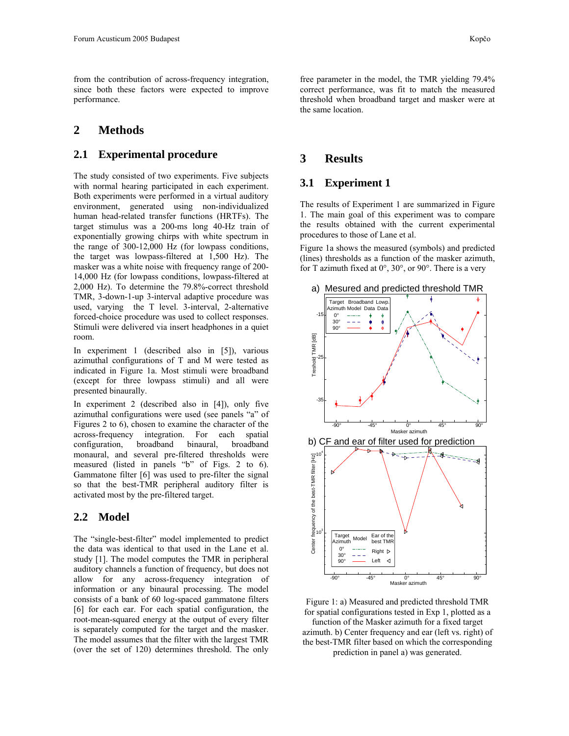from the contribution of across-frequency integration, since both these factors were expected to improve performance.

## 2 Methods

### 2.1 Experimental procedure

The study consisted of two experiments. Five subjects with normal hearing participated in each experiment. Both experiments were performed in a virtual auditory environment, generated using non-individualized human head-related transfer functions (HRTFs). The target stimulus was a 200-ms long 40-Hz train of exponentially growing chirps with white spectrum in the range of 300-12,000 Hz (for lowpass conditions, the target was lowpass-filtered at 1,500 Hz). The masker was a white noise with frequency range of 200-14,000 Hz (for lowpass conditions, lowpass-filtered at 2,000 Hz). To determine the 79.8%-correct threshold TMR, 3-down-1-up 3-interval adaptive procedure was used, varying the T level. 3-interval, 2-alternative forced-choice procedure was used to collect responses. Stimuli were delivered via insert headphones in a quiet room.

In experiment 1 (described also in [5]), various azimuthal configurations of T and M were tested as indicated in Figure 1a. Most stimuli were broadband (except for three lowpass stimuli) and all were presented binaurally.

In experiment 2 (described also in [4]), only five azimuthal configurations were used (see panels "a" of Figures 2 to 6), chosen to examine the character of the across-frequency integration. For each spatial configuration, broadband binaural, broadband monaural, and several pre-filtered thresholds were measured (listed in panels "b" of Figs. 2 to 6). Gammatone filter [6] was used to pre-filter the signal so that the best-TMR peripheral auditory filter is activated most by the pre-filtered target.

### 2.2 Model

The "single-best-filter" model implemented to predict the data was identical to that used in the Lane et al. study [1]. The model computes the TMR in peripheral auditory channels a function of frequency, but does not allow for any across-frequency integration of information or any binaural processing. The model consists of a bank of 60 log-spaced gammatone filters [6] for each ear. For each spatial configuration, the root-mean-squared energy at the output of every filter is separately computed for the target and the masker. The model assumes that the filter with the largest TMR (over the set of 120) determines threshold. The only free parameter in the model, the TMR yielding 79.4% correct performance, was fit to match the measured threshold when broadband target and masker were at the same location.

## 3 Results

### 3.1 Experiment 1

The results of Experiment 1 are summarized in Figure 1. The main goal of this experiment was to compare the results obtained with the current experimental procedures to those of Lane et al.

Figure 1a shows the measured (symbols) and predicted (lines) thresholds as a function of the masker azimuth, for T azimuth fixed at 0°, 30°, or 90°. There is a very

a) Mesured and predicted threshold TMR

Target Azimuth | Model | Broadband Data | Lowp. Data
0°
30°
90°

Treshold TMR [dB]
-15
-25
-35
-90° -45° 0° 45° 90°
Masker azimuth

b) CF and ear of filter used for prediction

Center frequency of the best-TMR filter [Hz]
$10^4$
$10^3$

Target Azimuth | Model | Ear of the best TMR
0°
30° Right ▷
90° Left ◁

-90° -45° 0° 45° 90°
Masker azimuth

Figure 1: a) Measured and predicted threshold TMR for spatial configurations tested in Exp 1, plotted as a function of the Masker azimuth for a fixed target azimuth. b) Center frequency and ear (left vs. right) of the best-TMR filter based on which the corresponding prediction in panel a) was generated.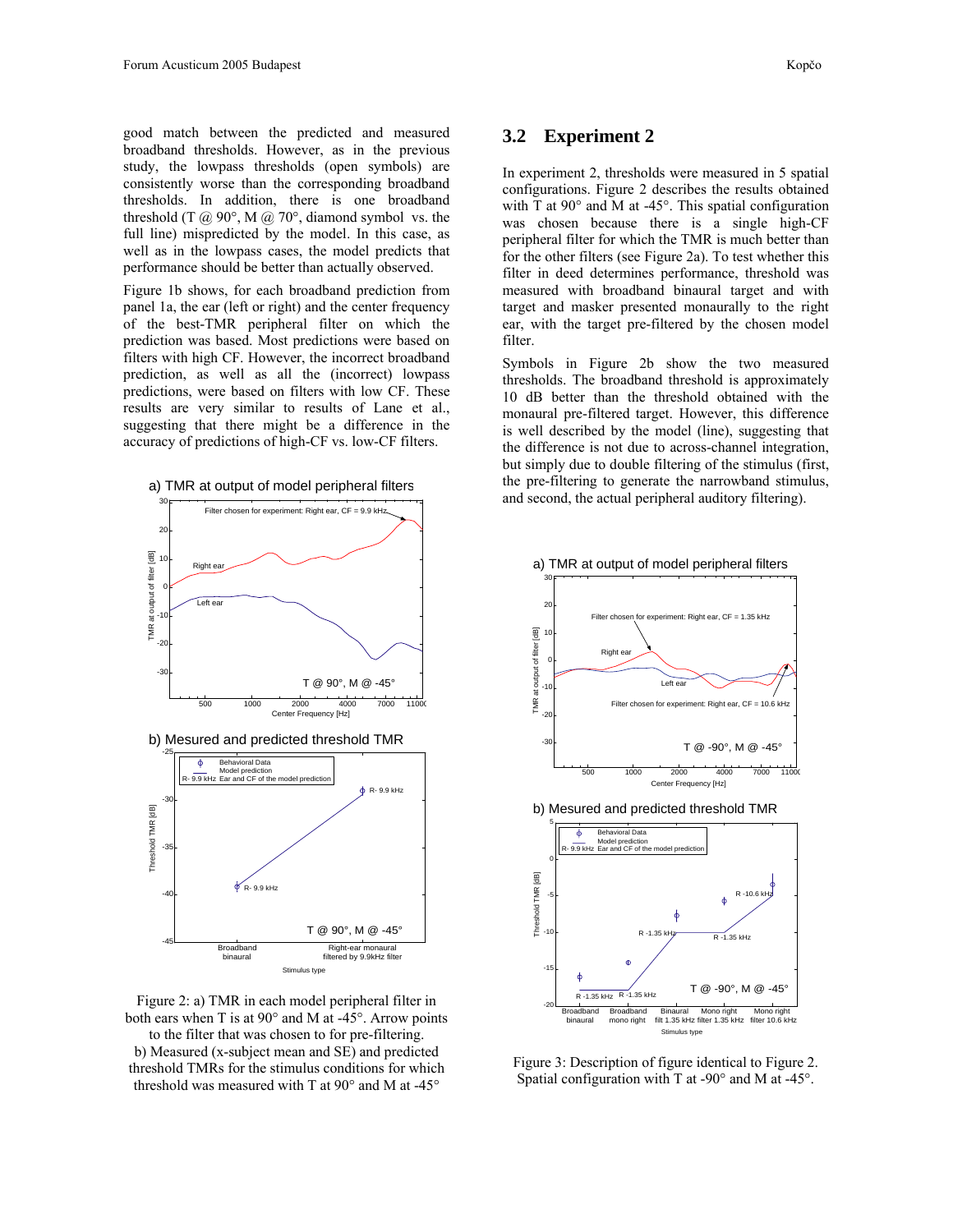good match between the predicted and measured broadband thresholds. However, as in the previous study, the lowpass thresholds (open symbols) are consistently worse than the corresponding broadband thresholds. In addition, there is one broadband threshold (T @ 90°, M @ 70°, diamond symbol vs. the full line) mispredicted by the model. In this case, as well as in the lowpass cases, the model predicts that performance should be better than actually observed.

Figure 1b shows, for each broadband prediction from panel 1a, the ear (left or right) and the center frequency of the best-TMR peripheral filter on which the prediction was based. Most predictions were based on filters with high CF. However, the incorrect broadband prediction, as well as the (incorrect) lowpass predictions, were based on filters with low CF. These results are very similar to results of Lane et al., suggesting that there might be a difference in the accuracy of predictions of high-CF vs. low-CF filters.

a) TMR at output of model peripheral filters

30
20
10
0
-10
-20
-30
TMR at output of filter [dB]
Filter chosen for experiment: Right ear, CF = 9.9 kHz
Right ear
Left ear
T @ 90°, M @ -45°
500 1000 2000 4000 7000 11000
Center Frequency [Hz]

b) Mesured and predicted threshold TMR

-25
-30
-35
-40
-45
Threshold TMR [dB]
Behavioral Data
Model prediction
R- 9.9 kHz Ear and CF of the model prediction
R- 9.9 kHz
R- 9.9 kHz
T @ 90°, M @ -45°
Broadband binaural
Right-ear monaural filtered by 9.9kHz filter
Stimulus type

Figure 2: a) TMR in each model peripheral filter in both ears when T is at 90° and M at -45°. Arrow points to the filter that was chosen to for pre-filtering.
b) Measured (x-subject mean and SE) and predicted threshold TMRs for the stimulus conditions for which threshold was measured with T at 90° and M at -45°

## 3.2 Experiment 2

In experiment 2, thresholds were measured in 5 spatial configurations. Figure 2 describes the results obtained with T at 90° and M at -45°. This spatial configuration was chosen because there is a single high-CF peripheral filter for which the TMR is much better than for the other filters (see Figure 2a). To test whether this filter in deed determines performance, threshold was measured with broadband binaural target and with target and masker presented monaurally to the right ear, with the target pre-filtered by the chosen model filter.

Symbols in Figure 2b show the two measured thresholds. The broadband threshold is approximately 10 dB better than the threshold obtained with the monaural pre-filtered target. However, this difference is well described by the model (line), suggesting that the difference is not due to across-channel integration, but simply due to double filtering of the stimulus (first, the pre-filtering to generate the narrowband stimulus, and second, the actual peripheral auditory filtering).

a) TMR at output of model peripheral filters

30
20
10
0
-10
-20
-30
TMR at output of filter [dB]
Filter chosen for experiment: Right ear, CF = 1.35 kHz
Right ear
Left ear
Filter chosen for experiment: Right ear, CF = 10.6 kHz
T @ -90°, M @ -45°
500 1000 2000 4000 7000 11000
Center Frequency [Hz]

b) Mesured and predicted threshold TMR

5
0
-5
-10
-15
-20
Threshold TMR [dB]
Behavioral Data
Model prediction
R- 9.9 kHz Ear and CF of the model prediction
R -10.6 kHz
R -1.35 kHz
R -1.35 kHz
R -1.35 kHz
R -1.35 kHz
T @ -90°, M @ -45°
Broadband binaural
Broadband mono right
Binaural filt 1.35 kHz
Mono right filter 1.35 kHz
Mono right filter 10.6 kHz
Stimulus type

Figure 3: Description of figure identical to Figure 2. Spatial configuration with T at -90° and M at -45°.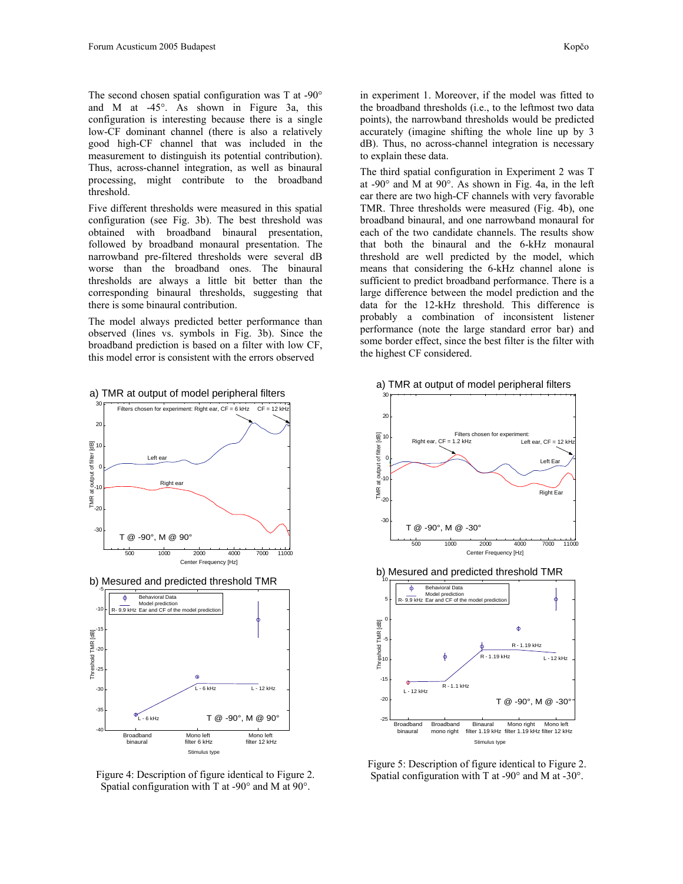The second chosen spatial configuration was T at -90° and M at -45°. As shown in Figure 3a, this configuration is interesting because there is a single low-CF dominant channel (there is also a relatively good high-CF channel that was included in the measurement to distinguish its potential contribution). Thus, across-channel integration, as well as binaural processing, might contribute to the broadband threshold.

Five different thresholds were measured in this spatial configuration (see Fig. 3b). The best threshold was obtained with broadband binaural presentation, followed by broadband monaural presentation. The narrowband pre-filtered thresholds were several dB worse than the broadband ones. The binaural thresholds are always a little bit better than the corresponding binaural thresholds, suggesting that there is some binaural contribution.

The model always predicted better performance than observed (lines vs. symbols in Fig. 3b). Since the broadband prediction is based on a filter with low CF, this model error is consistent with the errors observed in experiment 1. Moreover, if the model was fitted to the broadband thresholds (i.e., to the leftmost two data points), the narrowband thresholds would be predicted accurately (imagine shifting the whole line up by 3 dB). Thus, no across-channel integration is necessary to explain these data.

The third spatial configuration in Experiment 2 was T at -90° and M at 90°. As shown in Fig. 4a, in the left ear there are two high-CF channels with very favorable TMR. Three thresholds were measured (Fig. 4b), one broadband binaural, and one narrowband monaural for each of the two candidate channels. The results show that both the binaural and the 6-kHz monaural threshold are well predicted by the model, which means that considering the 6-kHz channel alone is sufficient to predict broadband performance. There is a large difference between the model prediction and the data for the 12-kHz threshold. This difference is probably a combination of inconsistent listener performance (note the large standard error bar) and some border effect, since the best filter is the filter with the highest CF considered.

a) TMR at output of model peripheral filters

Filters chosen for experiment: Right ear, CF = 6 kHz CF = 12 kHz

Left ear

Right ear

T @ -90°, M @ 90°

TMR at output of filter [dB]

Center Frequency [Hz]

b) Mesured and predicted threshold TMR

Behavioral Data
Model prediction
R- 9.9 kHz Ear and CF of the model prediction

L - 6 kHz
L - 6 kHz
L - 12 kHz

T @ -90°, M @ 90°

Threshold TMR [dB]

Broadband binaural | Mono left filter 6 kHz | Mono left filter 12 kHz

Stimulus type

Figure 4: Description of figure identical to Figure 2. Spatial configuration with T at -90° and M at 90°.

a) TMR at output of model peripheral filters

Filters chosen for experiment:
Right ear, CF = 1.2 kHz
Left ear, CF = 12 kHz

Left Ear

Right Ear

T @ -90°, M @ -30°

TMR at output of filter [dB]

Center Frequency [Hz]

b) Mesured and predicted threshold TMR

Behavioral Data
Model prediction
R- 9.9 kHz Ear and CF of the model prediction

L - 12 kHz
R - 1.1 kHz
R - 1.19 kHz
R - 1.19 kHz
L - 12 kHz

T @ -90°, M @ -30°

Threshold TMR [dB]

Broadband binaural | Broadband mono right | Binaural filter 1.19 kHz | Mono right filter 1.19 kHz | Mono left filter 12 kHz

Stimulus type

Figure 5: Description of figure identical to Figure 2. Spatial configuration with T at -90° and M at -30°.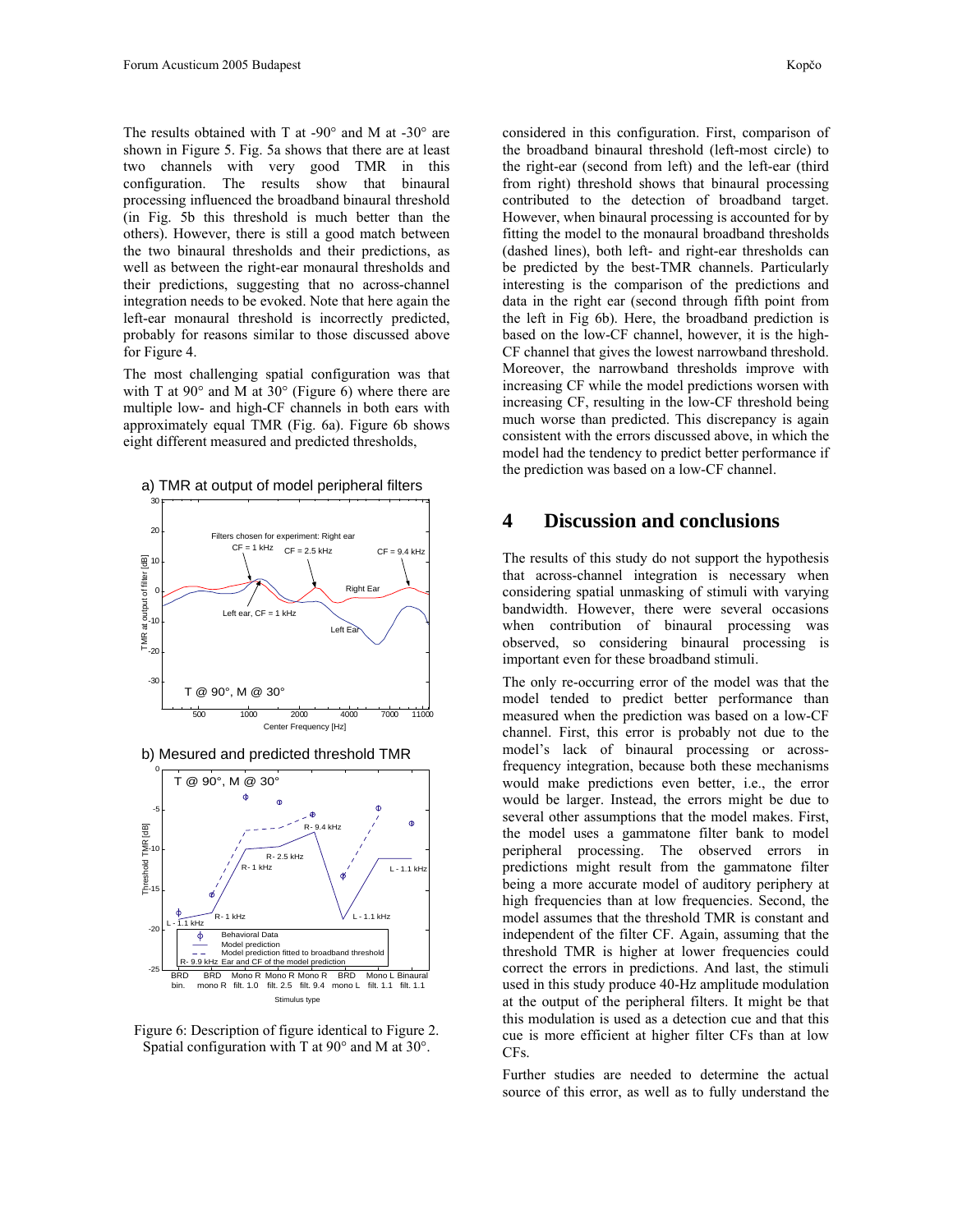The results obtained with T at -90° and M at -30° are shown in Figure 5. Fig. 5a shows that there are at least two channels with very good TMR in this configuration. The results show that binaural processing influenced the broadband binaural threshold (in Fig. 5b this threshold is much better than the others). However, there is still a good match between the two binaural thresholds and their predictions, as well as between the right-ear monaural thresholds and their predictions, suggesting that no across-channel integration needs to be evoked. Note that here again the left-ear monaural threshold is incorrectly predicted, probably for reasons similar to those discussed above for Figure 4.

The most challenging spatial configuration was that with T at 90° and M at 30° (Figure 6) where there are multiple low- and high-CF channels in both ears with approximately equal TMR (Fig. 6a). Figure 6b shows eight different measured and predicted thresholds,

a) TMR at output of model peripheral filters

Filters chosen for experiment: Right ear
CF = 1 kHz
CF = 2.5 kHz
CF = 9.4 kHz
Right Ear
Left ear, CF = 1 kHz
Left Ear
T @ 90°, M @ 30°
TMR at output of filter [dB]
30
20
10
0
-10
-20
-30
500
1000
2000
4000
7000
11000
Center Frequency [Hz]

b) Mesured and predicted threshold TMR

T @ 90°, M @ 30°
R - 9.4 kHz
R - 2.5 kHz
R - 1 kHz
L - 1.1 kHz
R - 1 kHz
L - 1.1 kHz
L - 1.1 kHz
Behavioral Data
Model prediction
Model prediction fitted to broadband threshold
R - 9.9 kHz Ear and CF of the model prediction
Threshold TMR [dB]
0
-5
-10
-15
-20
-25
BRD bin.
BRD mono R
Mono R filt. 1.0
Mono R filt. 2.5
Mono R filt. 9.4
BRD mono L
Mono L filt. 1.1
Binaural filt. 1.1
Stimulus type

Figure 6: Description of figure identical to Figure 2. Spatial configuration with T at 90° and M at 30°.

considered in this configuration. First, comparison of the broadband binaural threshold (left-most circle) to the right-ear (second from left) and the left-ear (third from right) threshold shows that binaural processing contributed to the detection of broadband target. However, when binaural processing is accounted for by fitting the model to the monaural broadband thresholds (dashed lines), both left- and right-ear thresholds can be predicted by the best-TMR channels. Particularly interesting is the comparison of the predictions and data in the right ear (second through fifth point from the left in Fig 6b). Here, the broadband prediction is based on the low-CF channel, however, it is the high-CF channel that gives the lowest narrowband threshold. Moreover, the narrowband thresholds improve with increasing CF while the model predictions worsen with increasing CF, resulting in the low-CF threshold being much worse than predicted. This discrepancy is again consistent with the errors discussed above, in which the model had the tendency to predict better performance if the prediction was based on a low-CF channel.

# 4 Discussion and conclusions

The results of this study do not support the hypothesis that across-channel integration is necessary when considering spatial unmasking of stimuli with varying bandwidth. However, there were several occasions when contribution of binaural processing was observed, so considering binaural processing is important even for these broadband stimuli.

The only re-occurring error of the model was that the model tended to predict better performance than measured when the prediction was based on a low-CF channel. First, this error is probably not due to the model's lack of binaural processing or across-frequency integration, because both these mechanisms would make predictions even better, i.e., the error would be larger. Instead, the errors might be due to several other assumptions that the model makes. First, the model uses a gammatone filter bank to model peripheral processing. The observed errors in predictions might result from the gammatone filter being a more accurate model of auditory periphery at high frequencies than at low frequencies. Second, the model assumes that the threshold TMR is constant and independent of the filter CF. Again, assuming that the threshold TMR is higher at lower frequencies could correct the errors in predictions. And last, the stimuli used in this study produce 40-Hz amplitude modulation at the output of the peripheral filters. It might be that this modulation is used as a detection cue and that this cue is more efficient at higher filter CFs than at low CFs.

Further studies are needed to determine the actual source of this error, as well as to fully understand the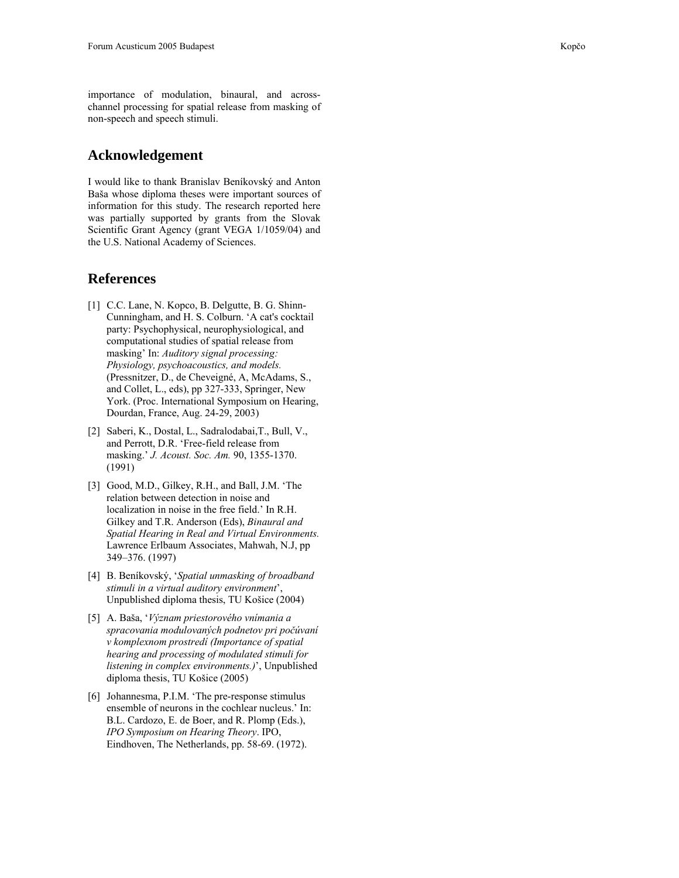importance of modulation, binaural, and across-channel processing for spatial release from masking of non-speech and speech stimuli.

## Acknowledgement

I would like to thank Branislav Beníkovský and Anton Baša whose diploma theses were important sources of information for this study. The research reported here was partially supported by grants from the Slovak Scientific Grant Agency (grant VEGA 1/1059/04) and the U.S. National Academy of Sciences.

## References

[1] C.C. Lane, N. Kopco, B. Delgutte, B. G. Shinn-Cunningham, and H. S. Colburn. 'A cat's cocktail party: Psychophysical, neurophysiological, and computational studies of spatial release from masking' In: *Auditory signal processing: Physiology, psychoacoustics, and models.* (Pressnitzer, D., de Cheveigné, A, McAdams, S., and Collet, L., eds), pp 327-333, Springer, New York. (Proc. International Symposium on Hearing, Dourdan, France, Aug. 24-29, 2003)

[2] Saberi, K., Dostal, L., Sadralodabai,T., Bull, V., and Perrott, D.R. 'Free-field release from masking.' *J. Acoust. Soc. Am.* 90, 1355-1370. (1991)

[3] Good, M.D., Gilkey, R.H., and Ball, J.M. 'The relation between detection in noise and localization in noise in the free field.' In R.H. Gilkey and T.R. Anderson (Eds), *Binaural and Spatial Hearing in Real and Virtual Environments.* Lawrence Erlbaum Associates, Mahwah, N.J, pp 349–376. (1997)

[4] B. Beníkovský, '*Spatial unmasking of broadband stimuli in a virtual auditory environment*', Unpublished diploma thesis, TU Košice (2004)

[5] A. Baša, '*Význam priestorového vnímania a spracovania modulovaných podnetov pri počúvaní v komplexnom prostredí (Importance of spatial hearing and processing of modulated stimuli for listening in complex environments.)*', Unpublished diploma thesis, TU Košice (2005)

[6] Johannesma, P.I.M. 'The pre-response stimulus ensemble of neurons in the cochlear nucleus.' In: B.L. Cardozo, E. de Boer, and R. Plomp (Eds.), *IPO Symposium on Hearing Theory*. IPO, Eindhoven, The Netherlands, pp. 58-69. (1972).